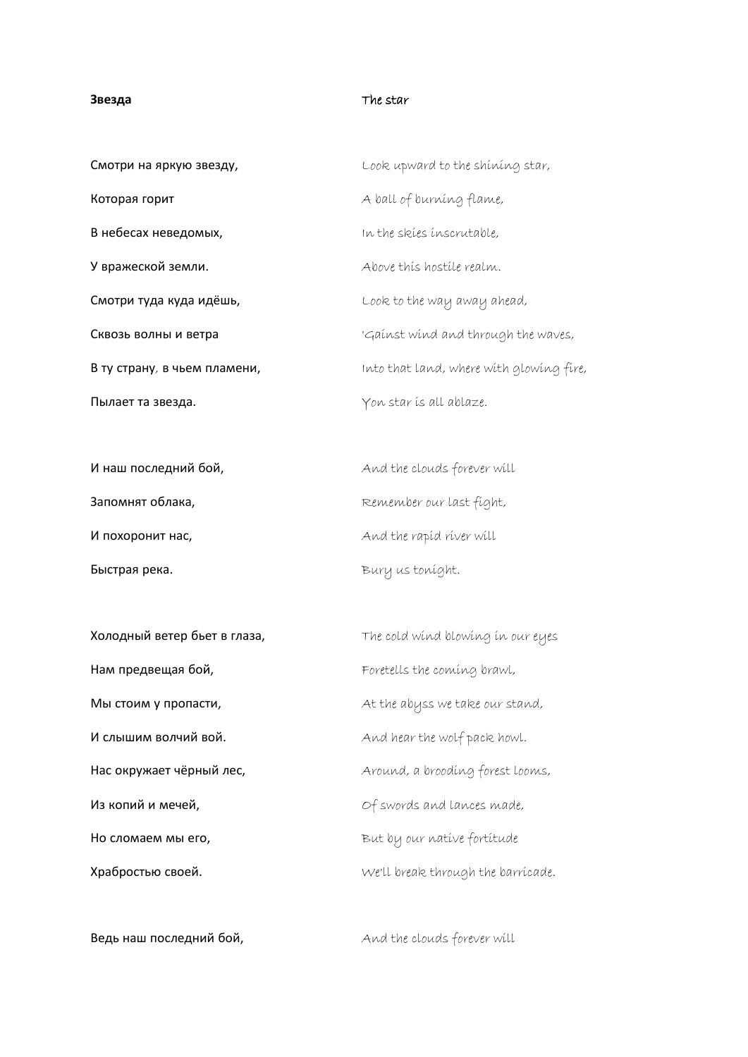| **Звезда** | The star |
|---|---|
| | |
| Смотри на яркую звезду, | Look upward to the shining star, |
| Которая горит | A ball of burning flame, |
| В небесах неведомых, | In the skies inscrutable, |
| У вражеской земли. | Above this hostile realm. |
| Смотри туда куда идёшь, | Look to the way away ahead, |
| Сквозь волны и ветра | 'Gainst wind and through the waves, |
| В ту страну, в чьем пламени, | Into that land, where with glowing fire, |
| Пылает та звезда. | Yon star is all ablaze. |
| | |
| И наш последний бой, | And the clouds forever will |
| Запомнят облака, | Remember our last fight, |
| И похоронит нас, | And the rapid river will |
| Быстрая река. | Bury us tonight. |
| | |
| Холодный ветер бьет в глаза, | The cold wind blowing in our eyes |
| Нам предвещая бой, | Foretells the coming brawl, |
| Мы стоим у пропасти, | At the abyss we take our stand, |
| И слышим волчий вой. | And hear the wolf pack howl. |
| Нас окружает чёрный лес, | Around, a brooding forest looms, |
| Из копий и мечей, | Of swords and lances made, |
| Но сломаем мы его, | But by our native fortitude |
| Храбростью своей. | We'll break through the barricade. |
| | |
| Ведь наш последний бой, | And the clouds forever will |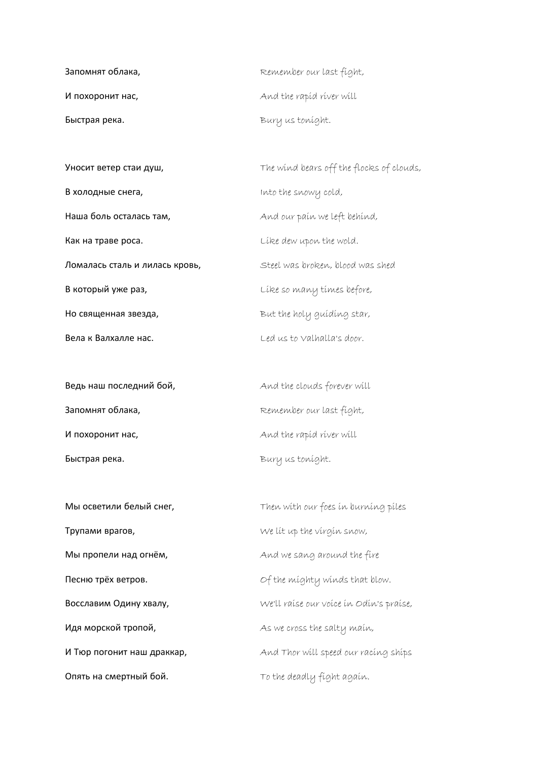| | |
|---|---|
| Запомнят облака, | Remember our last fight, |
| И похоронит нас, | And the rapid river will |
| Быстрая река. | Bury us tonight. |
| | |
| Уносит ветер стаи душ, | The wind bears off the flocks of clouds, |
| В холодные снега, | Into the snowy cold, |
| Наша боль осталась там, | And our pain we left behind, |
| Как на траве роса. | Like dew upon the wold. |
| Ломалась сталь и лилась кровь, | Steel was broken, blood was shed |
| В который уже раз, | Like so many times before, |
| Но священная звезда, | But the holy guiding star, |
| Вела к Валхалле нас. | Led us to Valhalla's door. |
| | |
| Ведь наш последний бой, | And the clouds forever will |
| Запомнят облака, | Remember our last fight, |
| И похоронит нас, | And the rapid river will |
| Быстрая река. | Bury us tonight. |
| | |
| Мы осветили белый снег, | Then with our foes in burning piles |
| Трупами врагов, | We lit up the virgin snow, |
| Мы пропели над огнём, | And we sang around the fire |
| Песню трёх ветров. | Of the mighty winds that blow. |
| Восславим Одину хвалу, | We'll raise our voice in Odin's praise, |
| Идя морской тропой, | As we cross the salty main, |
| И Тюр погонит наш драккар, | And Thor will speed our racing ships |
| Опять на смертный бой. | To the deadly fight again. |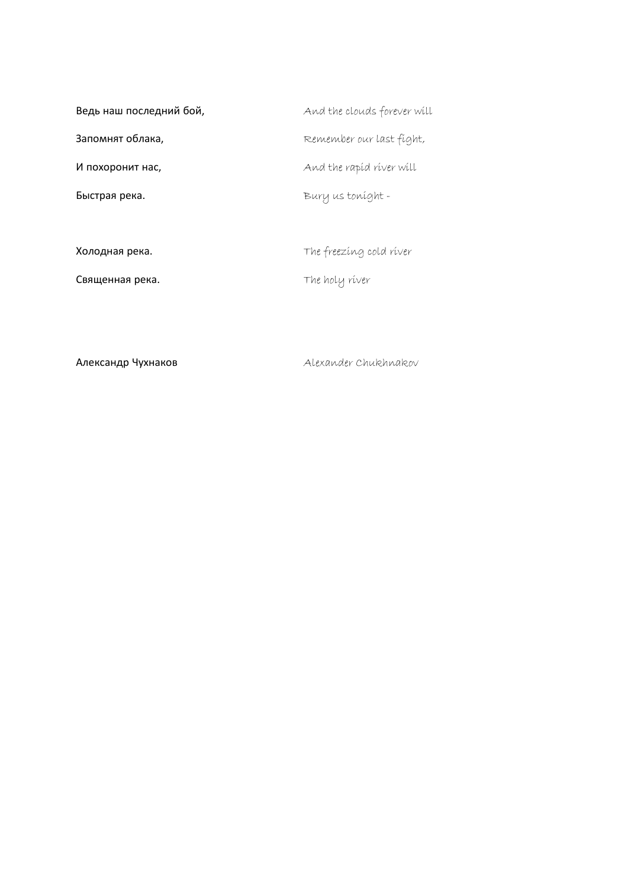Ведь наш последний бой,
Запомнят облака,
И похоронит нас,
Быстрая река.

Холодная река.
Священная река.

Александр Чухнаков

And the clouds forever will
Remember our last fight,
And the rapid river will
Bury us tonight -

The freezing cold river
The holy river

Alexander Chukhnakov